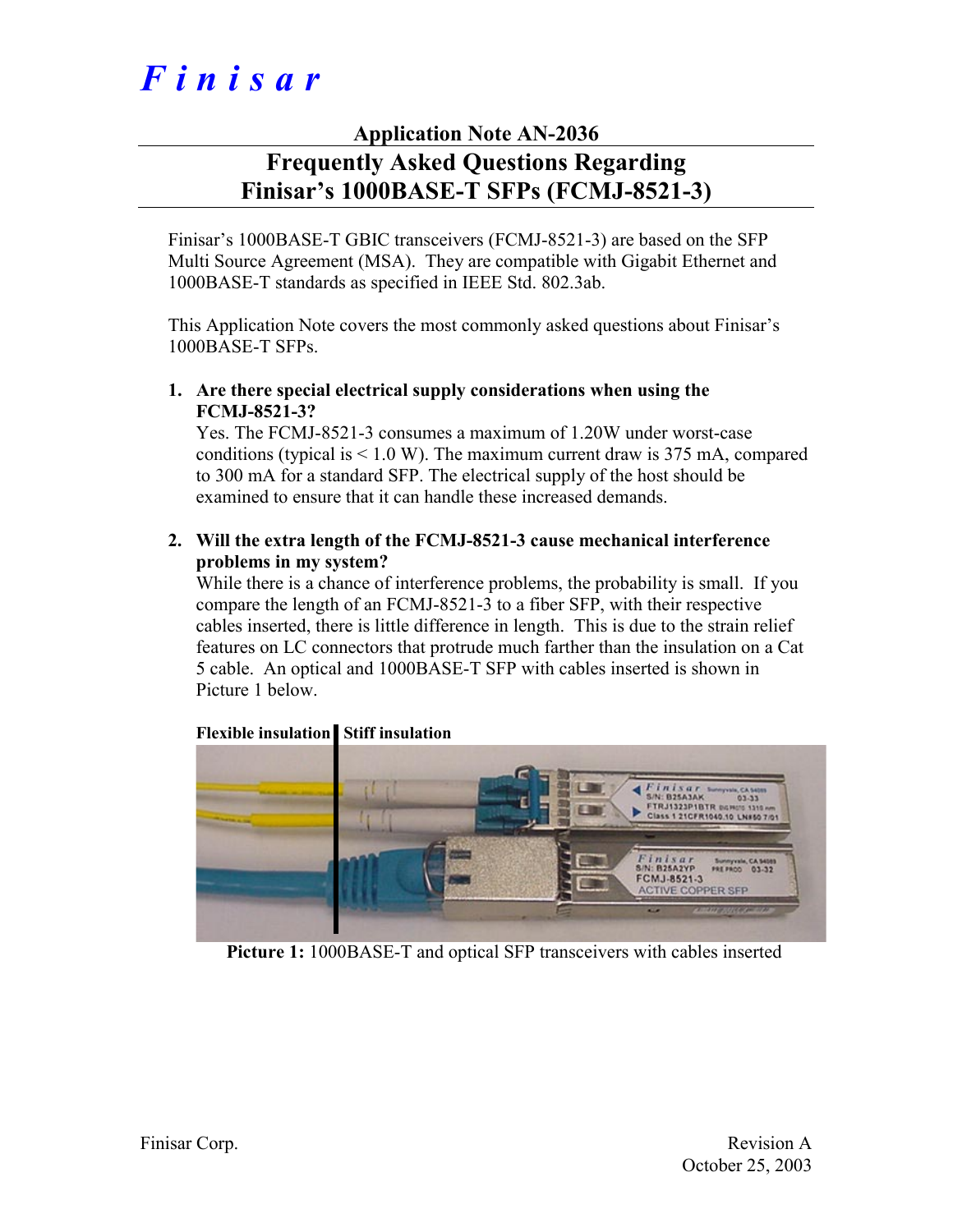# *Finisar*

## Application Note AN-2036

## Frequently Asked Questions Regarding Finisar's 1000BASE-T SFPs (FCMJ-8521-3)

Finisar's 1000BASE-T GBIC transceivers (FCMJ-8521-3) are based on the SFP Multi Source Agreement (MSA). They are compatible with Gigabit Ethernet and 1000BASE-T standards as specified in IEEE Std. 802.3ab.

This Application Note covers the most commonly asked questions about Finisar's 1000BASE-T SFPs.

1. **Are there special electrical supply considerations when using the FCMJ-8521-3?**
   Yes. The FCMJ-8521-3 consumes a maximum of 1.20W under worst-case conditions (typical is < 1.0 W). The maximum current draw is 375 mA, compared to 300 mA for a standard SFP. The electrical supply of the host should be examined to ensure that it can handle these increased demands.

2. **Will the extra length of the FCMJ-8521-3 cause mechanical interference problems in my system?**
   While there is a chance of interference problems, the probability is small. If you compare the length of an FCMJ-8521-3 to a fiber SFP, with their respective cables inserted, there is little difference in length. This is due to the strain relief features on LC connectors that protrude much farther than the insulation on a Cat 5 cable. An optical and 1000BASE-T SFP with cables inserted is shown in Picture 1 below.

**Flexible insulation** | **Stiff insulation**

**Picture 1:** 1000BASE-T and optical SFP transceivers with cables inserted

Finisar Corp.

Revision A
October 25, 2003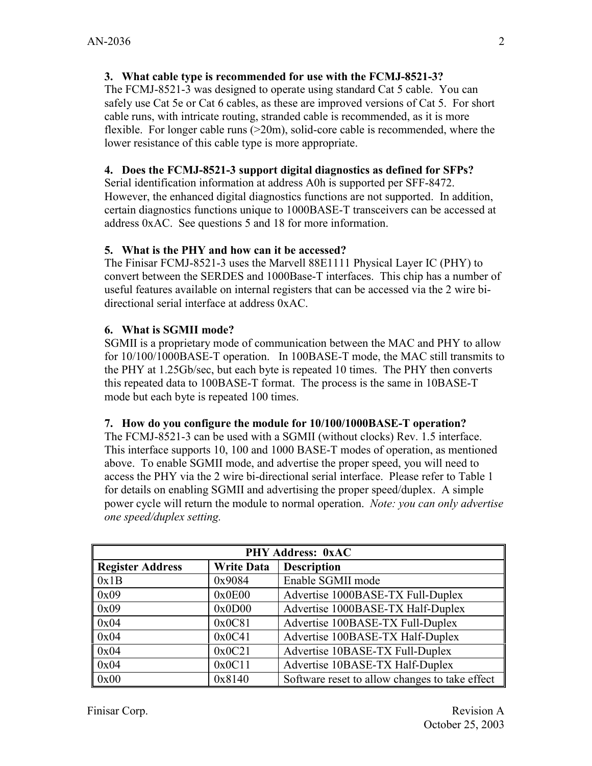**3. What cable type is recommended for use with the FCMJ-8521-3?**

The FCMJ-8521-3 was designed to operate using standard Cat 5 cable. You can safely use Cat 5e or Cat 6 cables, as these are improved versions of Cat 5. For short cable runs, with intricate routing, stranded cable is recommended, as it is more flexible. For longer cable runs (>20m), solid-core cable is recommended, where the lower resistance of this cable type is more appropriate.

**4. Does the FCMJ-8521-3 support digital diagnostics as defined for SFPs?**

Serial identification information at address A0h is supported per SFF-8472. However, the enhanced digital diagnostics functions are not supported. In addition, certain diagnostics functions unique to 1000BASE-T transceivers can be accessed at address 0xAC. See questions 5 and 18 for more information.

**5. What is the PHY and how can it be accessed?**

The Finisar FCMJ-8521-3 uses the Marvell 88E1111 Physical Layer IC (PHY) to convert between the SERDES and 1000Base-T interfaces. This chip has a number of useful features available on internal registers that can be accessed via the 2 wire bi-directional serial interface at address 0xAC.

**6. What is SGMII mode?**

SGMII is a proprietary mode of communication between the MAC and PHY to allow for 10/100/1000BASE-T operation. In 100BASE-T mode, the MAC still transmits to the PHY at 1.25Gb/sec, but each byte is repeated 10 times. The PHY then converts this repeated data to 100BASE-T format. The process is the same in 10BASE-T mode but each byte is repeated 100 times.

**7. How do you configure the module for 10/100/1000BASE-T operation?**

The FCMJ-8521-3 can be used with a SGMII (without clocks) Rev. 1.5 interface. This interface supports 10, 100 and 1000 BASE-T modes of operation, as mentioned above. To enable SGMII mode, and advertise the proper speed, you will need to access the PHY via the 2 wire bi-directional serial interface. Please refer to Table 1 for details on enabling SGMII and advertising the proper speed/duplex. A simple power cycle will return the module to normal operation. *Note: you can only advertise one speed/duplex setting.*

| PHY Address: 0xAC | | |
|---|---|---|
| **Register Address** | **Write Data** | **Description** |
| 0x1B | 0x9084 | Enable SGMII mode |
| 0x09 | 0x0E00 | Advertise 1000BASE-TX Full-Duplex |
| 0x09 | 0x0D00 | Advertise 1000BASE-TX Half-Duplex |
| 0x04 | 0x0C81 | Advertise 100BASE-TX Full-Duplex |
| 0x04 | 0x0C41 | Advertise 100BASE-TX Half-Duplex |
| 0x04 | 0x0C21 | Advertise 10BASE-TX Full-Duplex |
| 0x04 | 0x0C11 | Advertise 10BASE-TX Half-Duplex |
| 0x00 | 0x8140 | Software reset to allow changes to take effect |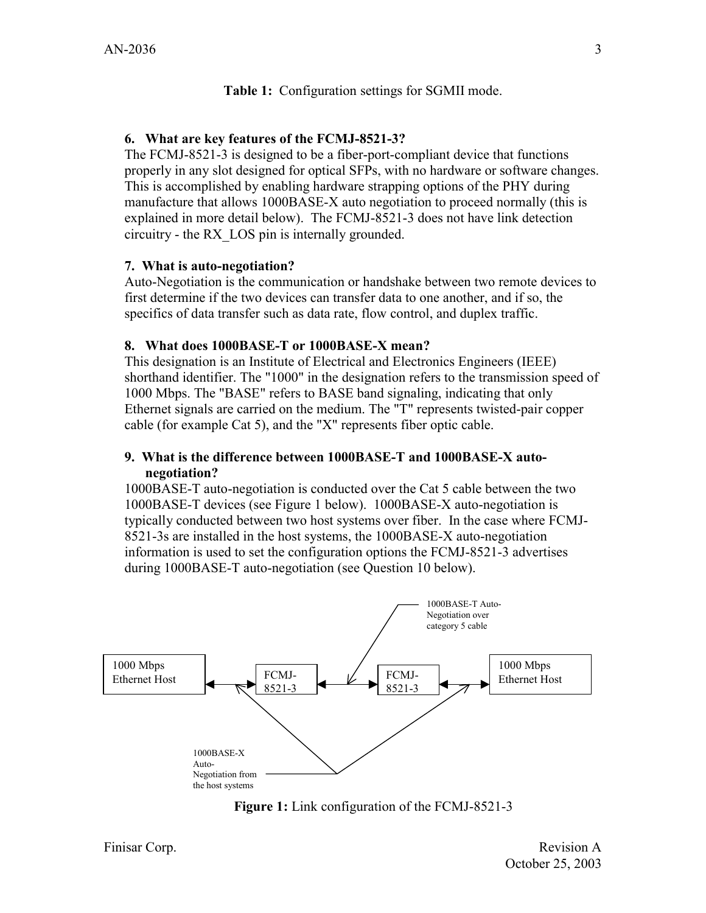**Table 1:** Configuration settings for SGMII mode.

### 6. What are key features of the FCMJ-8521-3?

The FCMJ-8521-3 is designed to be a fiber-port-compliant device that functions properly in any slot designed for optical SFPs, with no hardware or software changes. This is accomplished by enabling hardware strapping options of the PHY during manufacture that allows 1000BASE-X auto negotiation to proceed normally (this is explained in more detail below). The FCMJ-8521-3 does not have link detection circuitry - the RX_LOS pin is internally grounded.

### 7. What is auto-negotiation?

Auto-Negotiation is the communication or handshake between two remote devices to first determine if the two devices can transfer data to one another, and if so, the specifics of data transfer such as data rate, flow control, and duplex traffic.

### 8. What does 1000BASE-T or 1000BASE-X mean?

This designation is an Institute of Electrical and Electronics Engineers (IEEE) shorthand identifier. The "1000" in the designation refers to the transmission speed of 1000 Mbps. The "BASE" refers to BASE band signaling, indicating that only Ethernet signals are carried on the medium. The "T" represents twisted-pair copper cable (for example Cat 5), and the "X" represents fiber optic cable.

### 9. What is the difference between 1000BASE-T and 1000BASE-X auto-negotiation?

1000BASE-T auto-negotiation is conducted over the Cat 5 cable between the two 1000BASE-T devices (see Figure 1 below). 1000BASE-X auto-negotiation is typically conducted between two host systems over fiber. In the case where FCMJ-8521-3s are installed in the host systems, the 1000BASE-X auto-negotiation information is used to set the configuration options the FCMJ-8521-3 advertises during 1000BASE-T auto-negotiation (see Question 10 below).

1000 Mbps Ethernet Host ↔ FCMJ-8521-3 ↔ FCMJ-8521-3 ↔ 1000 Mbps Ethernet Host

1000BASE-T Auto-Negotiation over category 5 cable

1000BASE-X Auto-Negotiation from the host systems

**Figure 1:** Link configuration of the FCMJ-8521-3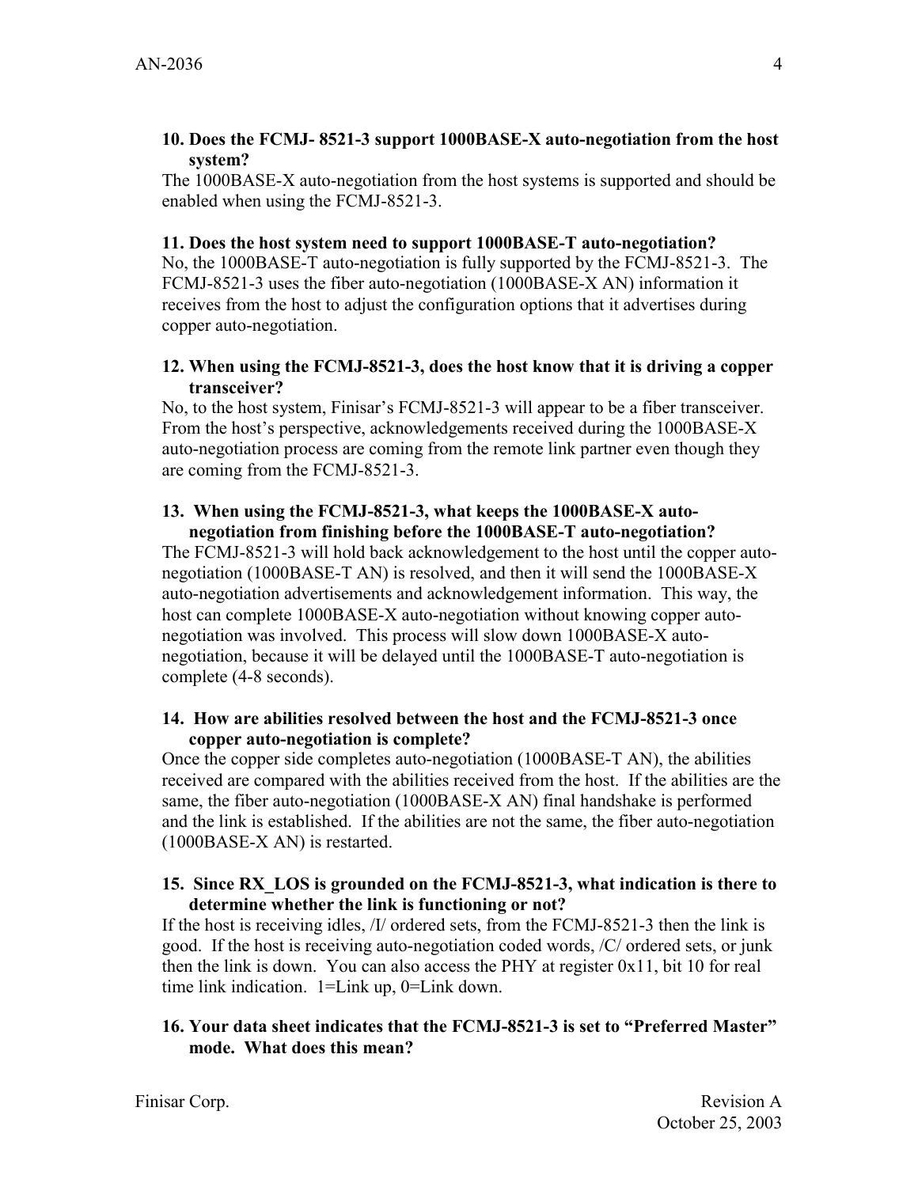**10. Does the FCMJ- 8521-3 support 1000BASE-X auto-negotiation from the host system?**

The 1000BASE-X auto-negotiation from the host systems is supported and should be enabled when using the FCMJ-8521-3.

**11. Does the host system need to support 1000BASE-T auto-negotiation?**

No, the 1000BASE-T auto-negotiation is fully supported by the FCMJ-8521-3. The FCMJ-8521-3 uses the fiber auto-negotiation (1000BASE-X AN) information it receives from the host to adjust the configuration options that it advertises during copper auto-negotiation.

**12. When using the FCMJ-8521-3, does the host know that it is driving a copper transceiver?**

No, to the host system, Finisar's FCMJ-8521-3 will appear to be a fiber transceiver. From the host's perspective, acknowledgements received during the 1000BASE-X auto-negotiation process are coming from the remote link partner even though they are coming from the FCMJ-8521-3.

**13. When using the FCMJ-8521-3, what keeps the 1000BASE-X auto-negotiation from finishing before the 1000BASE-T auto-negotiation?**

The FCMJ-8521-3 will hold back acknowledgement to the host until the copper auto-negotiation (1000BASE-T AN) is resolved, and then it will send the 1000BASE-X auto-negotiation advertisements and acknowledgement information. This way, the host can complete 1000BASE-X auto-negotiation without knowing copper auto-negotiation was involved. This process will slow down 1000BASE-X auto-negotiation, because it will be delayed until the 1000BASE-T auto-negotiation is complete (4-8 seconds).

**14. How are abilities resolved between the host and the FCMJ-8521-3 once copper auto-negotiation is complete?**

Once the copper side completes auto-negotiation (1000BASE-T AN), the abilities received are compared with the abilities received from the host. If the abilities are the same, the fiber auto-negotiation (1000BASE-X AN) final handshake is performed and the link is established. If the abilities are not the same, the fiber auto-negotiation (1000BASE-X AN) is restarted.

**15. Since RX_LOS is grounded on the FCMJ-8521-3, what indication is there to determine whether the link is functioning or not?**

If the host is receiving idles, /I/ ordered sets, from the FCMJ-8521-3 then the link is good. If the host is receiving auto-negotiation coded words, /C/ ordered sets, or junk then the link is down. You can also access the PHY at register 0x11, bit 10 for real time link indication. 1=Link up, 0=Link down.

**16. Your data sheet indicates that the FCMJ-8521-3 is set to "Preferred Master" mode. What does this mean?**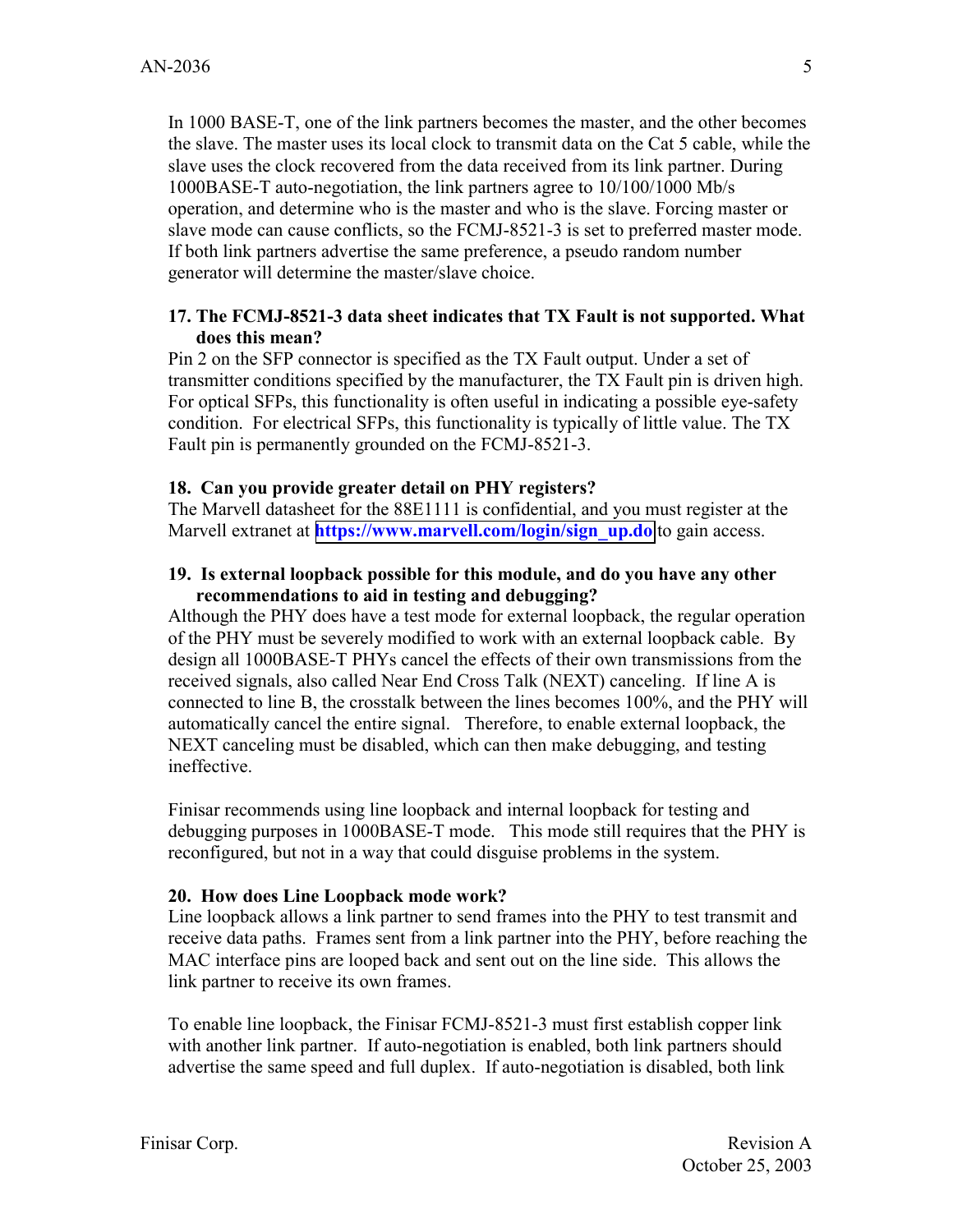In 1000 BASE-T, one of the link partners becomes the master, and the other becomes the slave. The master uses its local clock to transmit data on the Cat 5 cable, while the slave uses the clock recovered from the data received from its link partner. During 1000BASE-T auto-negotiation, the link partners agree to 10/100/1000 Mb/s operation, and determine who is the master and who is the slave. Forcing master or slave mode can cause conflicts, so the FCMJ-8521-3 is set to preferred master mode. If both link partners advertise the same preference, a pseudo random number generator will determine the master/slave choice.

**17. The FCMJ-8521-3 data sheet indicates that TX Fault is not supported. What does this mean?**

Pin 2 on the SFP connector is specified as the TX Fault output. Under a set of transmitter conditions specified by the manufacturer, the TX Fault pin is driven high. For optical SFPs, this functionality is often useful in indicating a possible eye-safety condition. For electrical SFPs, this functionality is typically of little value. The TX Fault pin is permanently grounded on the FCMJ-8521-3.

**18. Can you provide greater detail on PHY registers?**

The Marvell datasheet for the 88E1111 is confidential, and you must register at the Marvell extranet at **https://www.marvell.com/login/sign_up.do** to gain access.

**19. Is external loopback possible for this module, and do you have any other recommendations to aid in testing and debugging?**

Although the PHY does have a test mode for external loopback, the regular operation of the PHY must be severely modified to work with an external loopback cable. By design all 1000BASE-T PHYs cancel the effects of their own transmissions from the received signals, also called Near End Cross Talk (NEXT) canceling. If line A is connected to line B, the crosstalk between the lines becomes 100%, and the PHY will automatically cancel the entire signal. Therefore, to enable external loopback, the NEXT canceling must be disabled, which can then make debugging, and testing ineffective.

Finisar recommends using line loopback and internal loopback for testing and debugging purposes in 1000BASE-T mode. This mode still requires that the PHY is reconfigured, but not in a way that could disguise problems in the system.

**20. How does Line Loopback mode work?**

Line loopback allows a link partner to send frames into the PHY to test transmit and receive data paths. Frames sent from a link partner into the PHY, before reaching the MAC interface pins are looped back and sent out on the line side. This allows the link partner to receive its own frames.

To enable line loopback, the Finisar FCMJ-8521-3 must first establish copper link with another link partner. If auto-negotiation is enabled, both link partners should advertise the same speed and full duplex. If auto-negotiation is disabled, both link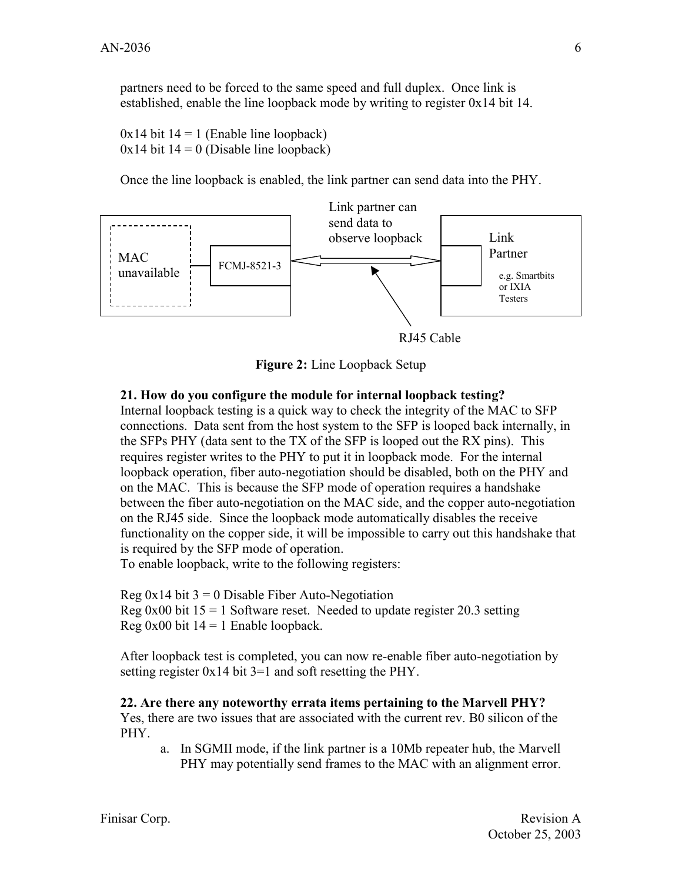partners need to be forced to the same speed and full duplex. Once link is established, enable the line loopback mode by writing to register 0x14 bit 14.

0x14 bit 14 = 1 (Enable line loopback)
0x14 bit 14 = 0 (Disable line loopback)

Once the line loopback is enabled, the link partner can send data into the PHY.

MAC unavailable | FCMJ-8521-3 | Link partner can send data to observe loopback | Link Partner e.g. Smartbits or IXIA Testers | RJ45 Cable

**Figure 2:** Line Loopback Setup

**21. How do you configure the module for internal loopback testing?**
Internal loopback testing is a quick way to check the integrity of the MAC to SFP connections. Data sent from the host system to the SFP is looped back internally, in the SFPs PHY (data sent to the TX of the SFP is looped out the RX pins). This requires register writes to the PHY to put it in loopback mode. For the internal loopback operation, fiber auto-negotiation should be disabled, both on the PHY and on the MAC. This is because the SFP mode of operation requires a handshake between the fiber auto-negotiation on the MAC side, and the copper auto-negotiation on the RJ45 side. Since the loopback mode automatically disables the receive functionality on the copper side, it will be impossible to carry out this handshake that is required by the SFP mode of operation.
To enable loopback, write to the following registers:

Reg 0x14 bit 3 = 0 Disable Fiber Auto-Negotiation
Reg 0x00 bit 15 = 1 Software reset. Needed to update register 20.3 setting
Reg 0x00 bit 14 = 1 Enable loopback.

After loopback test is completed, you can now re-enable fiber auto-negotiation by setting register 0x14 bit 3=1 and soft resetting the PHY.

**22. Are there any noteworthy errata items pertaining to the Marvell PHY?**
Yes, there are two issues that are associated with the current rev. B0 silicon of the PHY.

a. In SGMII mode, if the link partner is a 10Mb repeater hub, the Marvell PHY may potentially send frames to the MAC with an alignment error.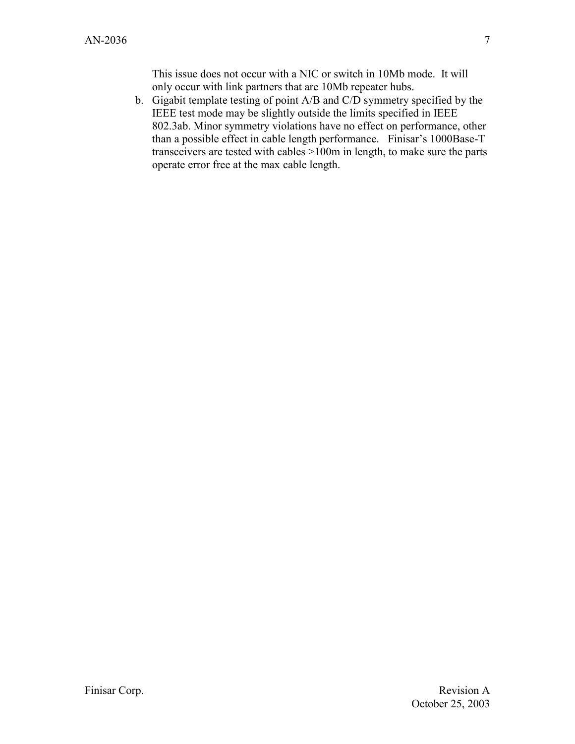This issue does not occur with a NIC or switch in 10Mb mode. It will only occur with link partners that are 10Mb repeater hubs.

b. Gigabit template testing of point A/B and C/D symmetry specified by the IEEE test mode may be slightly outside the limits specified in IEEE 802.3ab. Minor symmetry violations have no effect on performance, other than a possible effect in cable length performance. Finisar's 1000Base-T transceivers are tested with cables >100m in length, to make sure the parts operate error free at the max cable length.